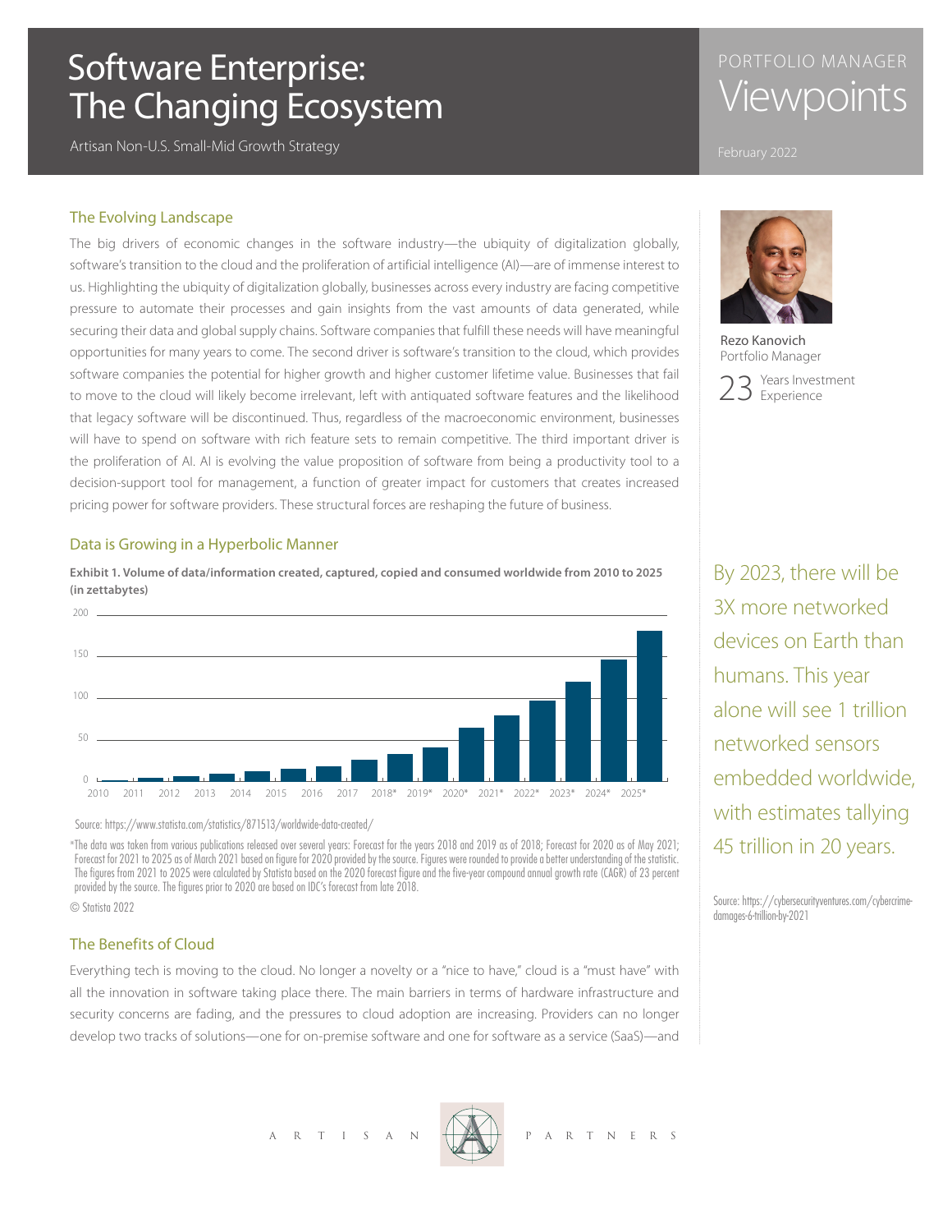# Software Enterprise: The Changing Ecosystem

Artisan Non-U.S. Small-Mid Growth Strategy

PORTFOLIO MANAGER Viewpoints

February 2022

Rezo Kanovich
Portfolio Manager

23 Years Investment Experience

## The Evolving Landscape

The big drivers of economic changes in the software industry—the ubiquity of digitalization globally, software's transition to the cloud and the proliferation of artificial intelligence (AI)—are of immense interest to us. Highlighting the ubiquity of digitalization globally, businesses across every industry are facing competitive pressure to automate their processes and gain insights from the vast amounts of data generated, while securing their data and global supply chains. Software companies that fulfill these needs will have meaningful opportunities for many years to come. The second driver is software's transition to the cloud, which provides software companies the potential for higher growth and higher customer lifetime value. Businesses that fail to move to the cloud will likely become irrelevant, left with antiquated software features and the likelihood that legacy software will be discontinued. Thus, regardless of the macroeconomic environment, businesses will have to spend on software with rich feature sets to remain competitive. The third important driver is the proliferation of AI. AI is evolving the value proposition of software from being a productivity tool to a decision-support tool for management, a function of greater impact for customers that creates increased pricing power for software providers. These structural forces are reshaping the future of business.

## Data is Growing in a Hyperbolic Manner

**Exhibit 1. Volume of data/information created, captured, copied and consumed worldwide from 2010 to 2025 (in zettabytes)**

Years shown: 2010, 2011, 2012, 2013, 2014, 2015, 2016, 2017, 2018*, 2019*, 2020*, 2021*, 2022*, 2023*, 2024*, 2025* (y-axis: 0–200)

Source: https://www.statista.com/statistics/871513/worldwide-data-created/

*The data was taken from various publications released over several years: Forecast for the years 2018 and 2019 as of 2018; Forecast for 2020 as of May 2021; Forecast for 2021 to 2025 as of March 2021 based on figure for 2020 provided by the source. Figures were rounded to provide a better understanding of the statistic. The figures from 2021 to 2025 were calculated by Statista based on the 2020 forecast figure and the five-year compound annual growth rate (CAGR) of 23 percent provided by the source. The figures prior to 2020 are based on IDC's forecast from late 2018.

© Statista 2022

By 2023, there will be 3X more networked devices on Earth than humans. This year alone will see 1 trillion networked sensors embedded worldwide, with estimates tallying 45 trillion in 20 years.

Source: https://cybersecurityventures.com/cybercrime-damages-6-trillion-by-2021

## The Benefits of Cloud

Everything tech is moving to the cloud. No longer a novelty or a "nice to have," cloud is a "must have" with all the innovation in software taking place there. The main barriers in terms of hardware infrastructure and security concerns are fading, and the pressures to cloud adoption are increasing. Providers can no longer develop two tracks of solutions—one for on-premise software and one for software as a service (SaaS)—and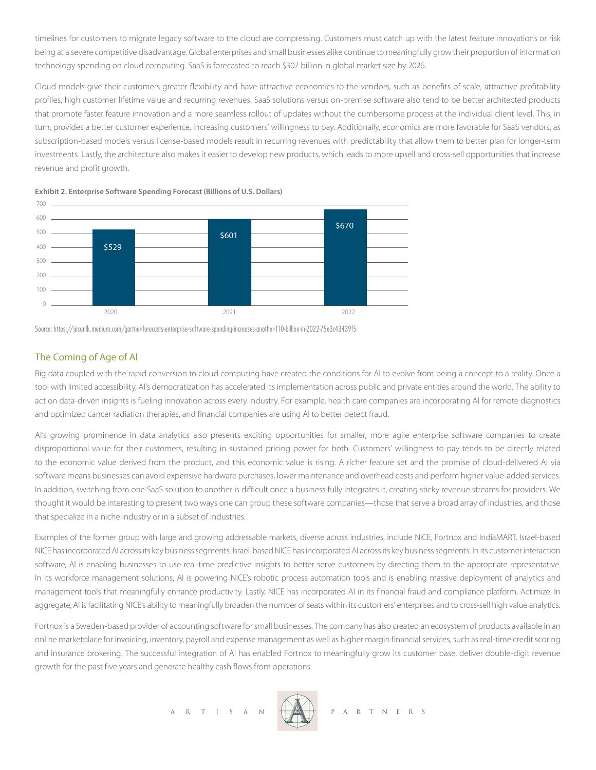timelines for customers to migrate legacy software to the cloud are compressing. Customers must catch up with the latest feature innovations or risk being at a severe competitive disadvantage. Global enterprises and small businesses alike continue to meaningfully grow their proportion of information technology spending on cloud computing. SaaS is forecasted to reach $307 billion in global market size by 2026.

Cloud models give their customers greater flexibility and have attractive economics to the vendors, such as benefits of scale, attractive profitability profiles, high customer lifetime value and recurring revenues. SaaS solutions versus on-premise software also tend to be better architected products that promote faster feature innovation and a more seamless rollout of updates without the cumbersome process at the individual client level. This, in turn, provides a better customer experience, increasing customers' willingness to pay. Additionally, economics are more favorable for SaaS vendors, as subscription-based models versus license-based models result in recurring revenues with predictability that allow them to better plan for longer-term investments. Lastly, the architecture also makes it easier to develop new products, which leads to more upsell and cross-sell opportunities that increase revenue and profit growth.

**Exhibit 2. Enterprise Software Spending Forecast (Billions of U.S. Dollars)**

| Year | Spending |
| --- | --- |
| 2020 | $529 |
| 2021 | $601 |
| 2022 | $670 |

Source: https://jasonlk.medium.com/gartner-forecasts-enterprise-software-spending-increases-another-110-billion-in-2022-75e3c43439f5

## The Coming of Age of AI

Big data coupled with the rapid conversion to cloud computing have created the conditions for AI to evolve from being a concept to a reality. Once a tool with limited accessibility, AI's democratization has accelerated its implementation across public and private entities around the world. The ability to act on data-driven insights is fueling innovation across every industry. For example, health care companies are incorporating AI for remote diagnostics and optimized cancer radiation therapies, and financial companies are using AI to better detect fraud.

AI's growing prominence in data analytics also presents exciting opportunities for smaller, more agile enterprise software companies to create disproportional value for their customers, resulting in sustained pricing power for both. Customers' willingness to pay tends to be directly related to the economic value derived from the product, and this economic value is rising. A richer feature set and the promise of cloud-delivered AI via software means businesses can avoid expensive hardware purchases, lower maintenance and overhead costs and perform higher value-added services. In addition, switching from one SaaS solution to another is difficult once a business fully integrates it, creating sticky revenue streams for providers. We thought it would be interesting to present two ways one can group these software companies—those that serve a broad array of industries, and those that specialize in a niche industry or in a subset of industries.

Examples of the former group with large and growing addressable markets, diverse across industries, include NICE, Fortnox and IndiaMART. Israel-based NICE has incorporated AI across its key business segments. Israel-based NICE has incorporated AI across its key business segments. In its customer interaction software, AI is enabling businesses to use real-time predictive insights to better serve customers by directing them to the appropriate representative. In its workforce management solutions, AI is powering NICE's robotic process automation tools and is enabling massive deployment of analytics and management tools that meaningfully enhance productivity. Lastly, NICE has incorporated AI in its financial fraud and compliance platform, Actimize. In aggregate, AI is facilitating NICE's ability to meaningfully broaden the number of seats within its customers' enterprises and to cross-sell high value analytics.

Fortnox is a Sweden-based provider of accounting software for small businesses. The company has also created an ecosystem of products available in an online marketplace for invoicing, inventory, payroll and expense management as well as higher margin financial services, such as real-time credit scoring and insurance brokering. The successful integration of AI has enabled Fortnox to meaningfully grow its customer base, deliver double-digit revenue growth for the past five years and generate healthy cash flows from operations.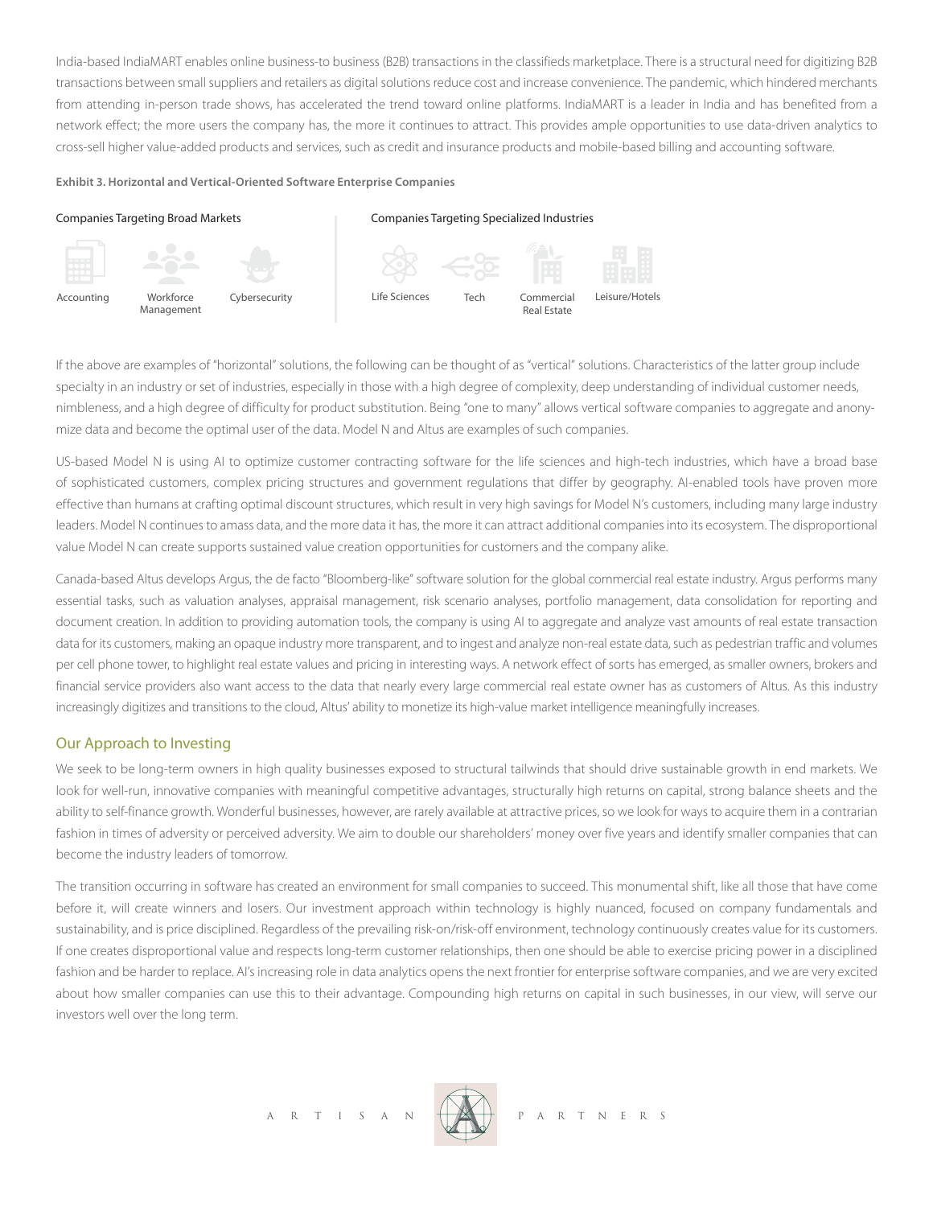India-based IndiaMART enables online business-to business (B2B) transactions in the classifieds marketplace. There is a structural need for digitizing B2B transactions between small suppliers and retailers as digital solutions reduce cost and increase convenience. The pandemic, which hindered merchants from attending in-person trade shows, has accelerated the trend toward online platforms. IndiaMART is a leader in India and has benefited from a network effect; the more users the company has, the more it continues to attract. This provides ample opportunities to use data-driven analytics to cross-sell higher value-added products and services, such as credit and insurance products and mobile-based billing and accounting software.

**Exhibit 3. Horizontal and Vertical-Oriented Software Enterprise Companies**

Companies Targeting Broad Markets

Accounting | Workforce Management | Cybersecurity

Companies Targeting Specialized Industries

Life Sciences | Tech | Commercial Real Estate | Leisure/Hotels

If the above are examples of "horizontal" solutions, the following can be thought of as "vertical" solutions. Characteristics of the latter group include specialty in an industry or set of industries, especially in those with a high degree of complexity, deep understanding of individual customer needs, nimbleness, and a high degree of difficulty for product substitution. Being "one to many" allows vertical software companies to aggregate and anonymize data and become the optimal user of the data. Model N and Altus are examples of such companies.

US-based Model N is using AI to optimize customer contracting software for the life sciences and high-tech industries, which have a broad base of sophisticated customers, complex pricing structures and government regulations that differ by geography. AI-enabled tools have proven more effective than humans at crafting optimal discount structures, which result in very high savings for Model N's customers, including many large industry leaders. Model N continues to amass data, and the more data it has, the more it can attract additional companies into its ecosystem. The disproportional value Model N can create supports sustained value creation opportunities for customers and the company alike.

Canada-based Altus develops Argus, the de facto "Bloomberg-like" software solution for the global commercial real estate industry. Argus performs many essential tasks, such as valuation analyses, appraisal management, risk scenario analyses, portfolio management, data consolidation for reporting and document creation. In addition to providing automation tools, the company is using AI to aggregate and analyze vast amounts of real estate transaction data for its customers, making an opaque industry more transparent, and to ingest and analyze non-real estate data, such as pedestrian traffic and volumes per cell phone tower, to highlight real estate values and pricing in interesting ways. A network effect of sorts has emerged, as smaller owners, brokers and financial service providers also want access to the data that nearly every large commercial real estate owner has as customers of Altus. As this industry increasingly digitizes and transitions to the cloud, Altus' ability to monetize its high-value market intelligence meaningfully increases.

## Our Approach to Investing

We seek to be long-term owners in high quality businesses exposed to structural tailwinds that should drive sustainable growth in end markets. We look for well-run, innovative companies with meaningful competitive advantages, structurally high returns on capital, strong balance sheets and the ability to self-finance growth. Wonderful businesses, however, are rarely available at attractive prices, so we look for ways to acquire them in a contrarian fashion in times of adversity or perceived adversity. We aim to double our shareholders' money over five years and identify smaller companies that can become the industry leaders of tomorrow.

The transition occurring in software has created an environment for small companies to succeed. This monumental shift, like all those that have come before it, will create winners and losers. Our investment approach within technology is highly nuanced, focused on company fundamentals and sustainability, and is price disciplined. Regardless of the prevailing risk-on/risk-off environment, technology continuously creates value for its customers. If one creates disproportional value and respects long-term customer relationships, then one should be able to exercise pricing power in a disciplined fashion and be harder to replace. AI's increasing role in data analytics opens the next frontier for enterprise software companies, and we are very excited about how smaller companies can use this to their advantage. Compounding high returns on capital in such businesses, in our view, will serve our investors well over the long term.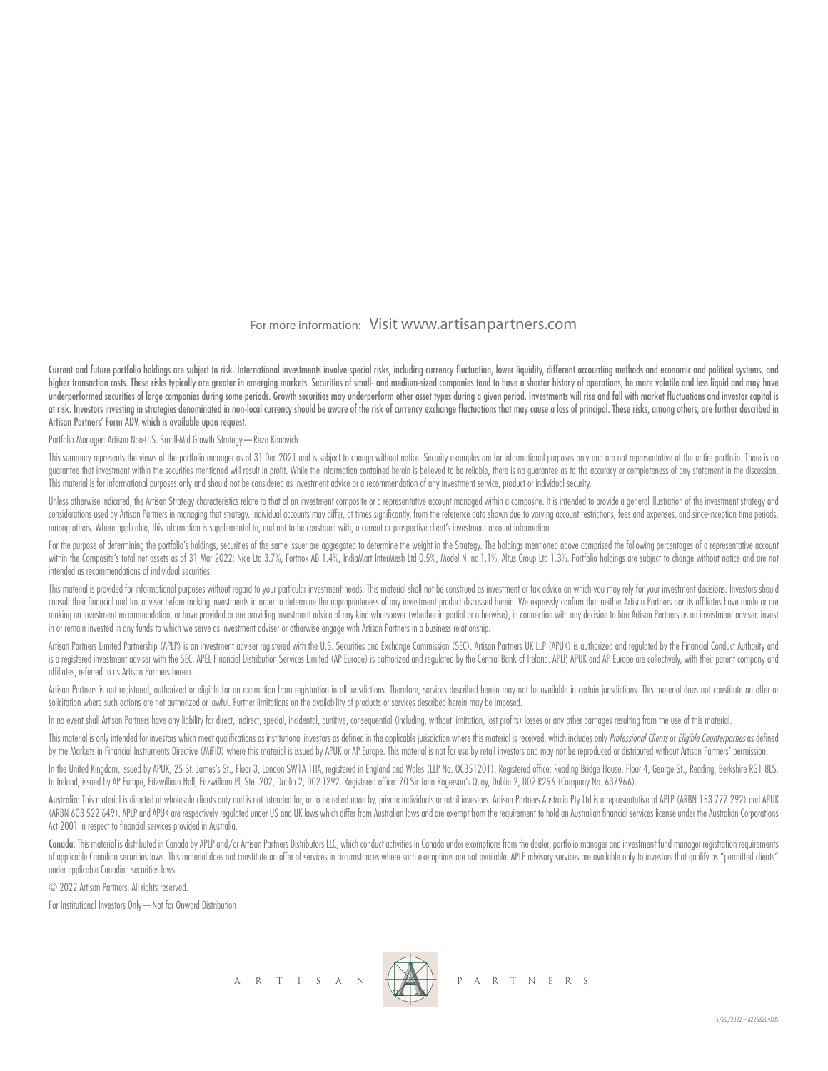For more information: Visit www.artisanpartners.com

**Current and future portfolio holdings are subject to risk. International investments involve special risks, including currency fluctuation, lower liquidity, different accounting methods and economic and political systems, and higher transaction costs. These risks typically are greater in emerging markets. Securities of small- and medium-sized companies tend to have a shorter history of operations, be more volatile and less liquid and may have underperformed securities of large companies during some periods. Growth securities may underperform other asset types during a given period. Investments will rise and fall with market fluctuations and investor capital is at risk. Investors investing in strategies denominated in non-local currency should be aware of the risk of currency exchange fluctuations that may cause a loss of principal. These risks, among others, are further described in Artisan Partners' Form ADV, which is available upon request.**

Portfolio Manager: Artisan Non-U.S. Small-Mid Growth Strategy—Rezo Kanovich

This summary represents the views of the portfolio manager as of 31 Dec 2021 and is subject to change without notice. Security examples are for informational purposes only and are not representative of the entire portfolio. There is no guarantee that investment within the securities mentioned will result in profit. While the information contained herein is believed to be reliable, there is no guarantee as to the accuracy or completeness of any statement in the discussion. This material is for informational purposes only and should not be considered as investment advice or a recommendation of any investment service, product or individual security.

Unless otherwise indicated, the Artisan Strategy characteristics relate to that of an investment composite or a representative account managed within a composite. It is intended to provide a general illustration of the investment strategy and considerations used by Artisan Partners in managing that strategy. Individual accounts may differ, at times significantly, from the reference data shown due to varying account restrictions, fees and expenses, and since-inception time periods, among others. Where applicable, this information is supplemental to, and not to be construed with, a current or prospective client's investment account information.

For the purpose of determining the portfolio's holdings, securities of the same issuer are aggregated to determine the weight in the Strategy. The holdings mentioned above comprised the following percentages of a representative account within the Composite's total net assets as of 31 Mar 2022: Nice Ltd 3.7%, Fortnox AB 1.4%, IndiaMart InterMesh Ltd 0.5%, Model N Inc 1.1%, Altus Group Ltd 1.3%. Portfolio holdings are subject to change without notice and are not intended as recommendations of individual securities.

This material is provided for informational purposes without regard to your particular investment needs. This material shall not be construed as investment or tax advice on which you may rely for your investment decisions. Investors should consult their financial and tax adviser before making investments in order to determine the appropriateness of any investment product discussed herein. We expressly confirm that neither Artisan Partners nor its affiliates have made or are making an investment recommendation, or have provided or are providing investment advice of any kind whatsoever (whether impartial or otherwise), in connection with any decision to hire Artisan Partners as an investment adviser, invest in or remain invested in any funds to which we serve as investment adviser or otherwise engage with Artisan Partners in a business relationship.

Artisan Partners Limited Partnership (APLP) is an investment adviser registered with the U.S. Securities and Exchange Commission (SEC). Artisan Partners UK LLP (APUK) is authorized and regulated by the Financial Conduct Authority and is a registered investment adviser with the SEC. APEL Financial Distribution Services Limited (AP Europe) is authorized and regulated by the Central Bank of Ireland. APLP, APUK and AP Europe are collectively, with their parent company and affiliates, referred to as Artisan Partners herein.

Artisan Partners is not registered, authorized or eligible for an exemption from registration in all jurisdictions. Therefore, services described herein may not be available in certain jurisdictions. This material does not constitute an offer or solicitation where such actions are not authorized or lawful. Further limitations on the availability of products or services described herein may be imposed.

In no event shall Artisan Partners have any liability for direct, indirect, special, incidental, punitive, consequential (including, without limitation, lost profits) losses or any other damages resulting from the use of this material.

This material is only intended for investors which meet qualifications as institutional investors as defined in the applicable jurisdiction where this material is received, which includes only *Professional Clients* or *Eligible Counterparties* as defined by the Markets in Financial Instruments Directive (MiFID) where this material is issued by APUK or AP Europe. This material is not for use by retail investors and may not be reproduced or distributed without Artisan Partners' permission.

In the United Kingdom, issued by APUK, 25 St. James's St., Floor 3, London SW1A 1HA, registered in England and Wales (LLP No. OC351201). Registered office: Reading Bridge House, Floor 4, George St., Reading, Berkshire RG1 8LS. In Ireland, issued by AP Europe, Fitzwilliam Hall, Fitzwilliam Pl, Ste. 202, Dublin 2, D02 T292. Registered office: 70 Sir John Rogerson's Quay, Dublin 2, D02 R296 (Company No. 637966).

**Australia:** This material is directed at wholesale clients only and is not intended for, or to be relied upon by, private individuals or retail investors. Artisan Partners Australia Pty Ltd is a representative of APLP (ARBN 153 777 292) and APUK (ARBN 603 522 649). APLP and APUK are respectively regulated under US and UK laws which differ from Australian laws and are exempt from the requirement to hold an Australian financial services license under the Australian Corporations Act 2001 in respect to financial services provided in Australia.

**Canada:** This material is distributed in Canada by APLP and/or Artisan Partners Distributors LLC, which conduct activities in Canada under exemptions from the dealer, portfolio manager and investment fund manager registration requirements of applicable Canadian securities laws. This material does not constitute an offer of services in circumstances where such exemptions are not available. APLP advisory services are available only to investors that qualify as "permitted clients" under applicable Canadian securities laws.

© 2022 Artisan Partners. All rights reserved.

For Institutional Investors Only—Not for Onward Distribution

A R T I S A N P A R T N E R S

5/20/2022 – A22632L-vXUS